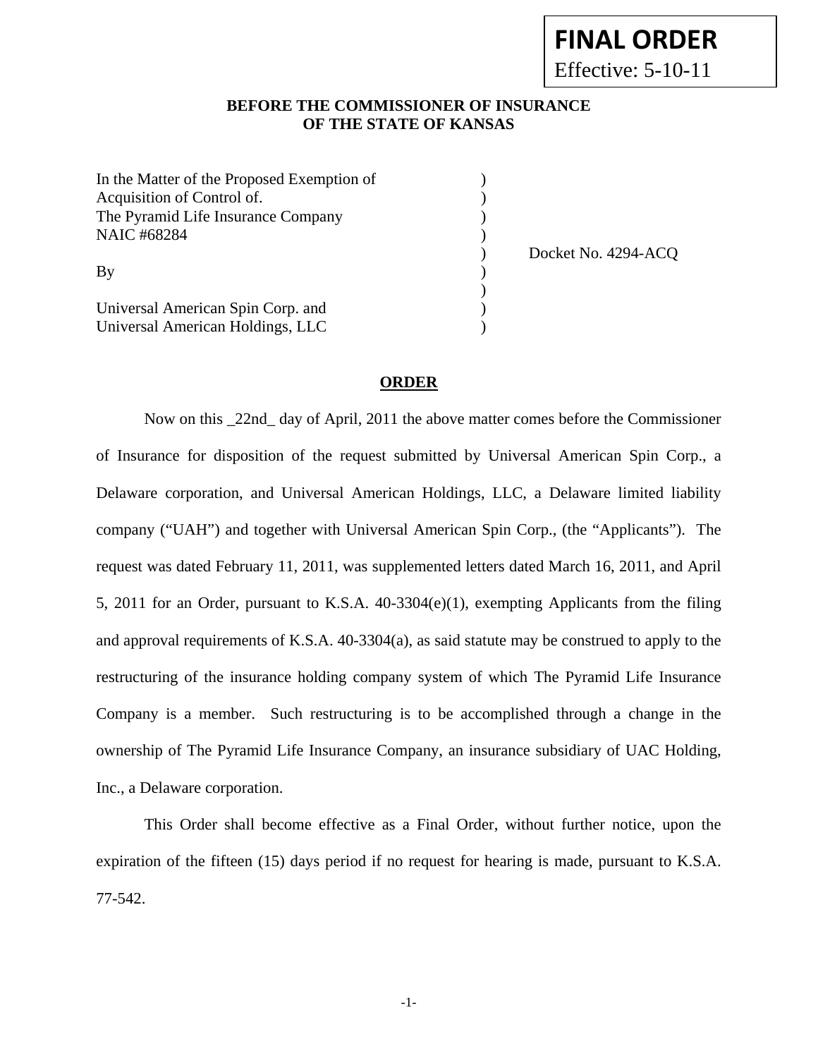**FINAL ORDER**
Effective: 5-10-11

**BEFORE THE COMMISSIONER OF INSURANCE OF THE STATE OF KANSAS**

| | | |
|---|---|---|
| In the Matter of the Proposed Exemption of | ) | |
| Acquisition of Control of. | ) | |
| The Pyramid Life Insurance Company | ) | |
| NAIC #68284 | ) | |
| | ) | Docket No. 4294-ACQ |
| By | ) | |
| | ) | |
| Universal American Spin Corp. and | ) | |
| Universal American Holdings, LLC | ) | |

**ORDER**

Now on this _22nd_ day of April, 2011 the above matter comes before the Commissioner of Insurance for disposition of the request submitted by Universal American Spin Corp., a Delaware corporation, and Universal American Holdings, LLC, a Delaware limited liability company ("UAH") and together with Universal American Spin Corp., (the "Applicants"). The request was dated February 11, 2011, was supplemented letters dated March 16, 2011, and April 5, 2011 for an Order, pursuant to K.S.A. 40-3304(e)(1), exempting Applicants from the filing and approval requirements of K.S.A. 40-3304(a), as said statute may be construed to apply to the restructuring of the insurance holding company system of which The Pyramid Life Insurance Company is a member. Such restructuring is to be accomplished through a change in the ownership of The Pyramid Life Insurance Company, an insurance subsidiary of UAC Holding, Inc., a Delaware corporation.

This Order shall become effective as a Final Order, without further notice, upon the expiration of the fifteen (15) days period if no request for hearing is made, pursuant to K.S.A. 77-542.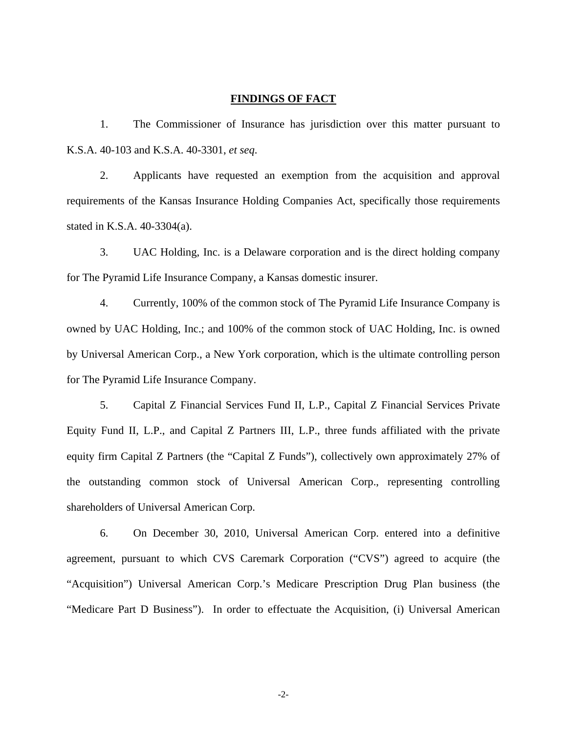## FINDINGS OF FACT

1. The Commissioner of Insurance has jurisdiction over this matter pursuant to K.S.A. 40-103 and K.S.A. 40-3301, *et seq*.

2. Applicants have requested an exemption from the acquisition and approval requirements of the Kansas Insurance Holding Companies Act, specifically those requirements stated in K.S.A. 40-3304(a).

3. UAC Holding, Inc. is a Delaware corporation and is the direct holding company for The Pyramid Life Insurance Company, a Kansas domestic insurer.

4. Currently, 100% of the common stock of The Pyramid Life Insurance Company is owned by UAC Holding, Inc.; and 100% of the common stock of UAC Holding, Inc. is owned by Universal American Corp., a New York corporation, which is the ultimate controlling person for The Pyramid Life Insurance Company.

5. Capital Z Financial Services Fund II, L.P., Capital Z Financial Services Private Equity Fund II, L.P., and Capital Z Partners III, L.P., three funds affiliated with the private equity firm Capital Z Partners (the "Capital Z Funds"), collectively own approximately 27% of the outstanding common stock of Universal American Corp., representing controlling shareholders of Universal American Corp.

6. On December 30, 2010, Universal American Corp. entered into a definitive agreement, pursuant to which CVS Caremark Corporation ("CVS") agreed to acquire (the "Acquisition") Universal American Corp.'s Medicare Prescription Drug Plan business (the "Medicare Part D Business"). In order to effectuate the Acquisition, (i) Universal American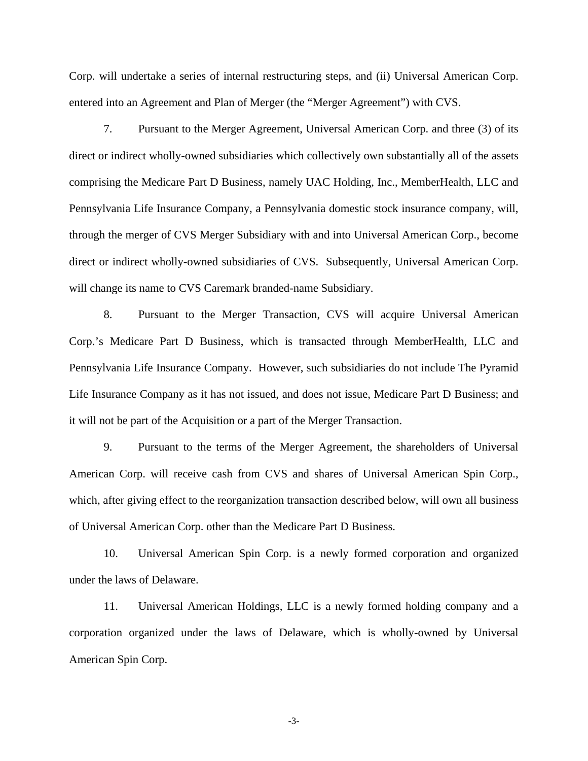Corp. will undertake a series of internal restructuring steps, and (ii) Universal American Corp. entered into an Agreement and Plan of Merger (the "Merger Agreement") with CVS.

7. Pursuant to the Merger Agreement, Universal American Corp. and three (3) of its direct or indirect wholly-owned subsidiaries which collectively own substantially all of the assets comprising the Medicare Part D Business, namely UAC Holding, Inc., MemberHealth, LLC and Pennsylvania Life Insurance Company, a Pennsylvania domestic stock insurance company, will, through the merger of CVS Merger Subsidiary with and into Universal American Corp., become direct or indirect wholly-owned subsidiaries of CVS. Subsequently, Universal American Corp. will change its name to CVS Caremark branded-name Subsidiary.

8. Pursuant to the Merger Transaction, CVS will acquire Universal American Corp.'s Medicare Part D Business, which is transacted through MemberHealth, LLC and Pennsylvania Life Insurance Company. However, such subsidiaries do not include The Pyramid Life Insurance Company as it has not issued, and does not issue, Medicare Part D Business; and it will not be part of the Acquisition or a part of the Merger Transaction.

9. Pursuant to the terms of the Merger Agreement, the shareholders of Universal American Corp. will receive cash from CVS and shares of Universal American Spin Corp., which, after giving effect to the reorganization transaction described below, will own all business of Universal American Corp. other than the Medicare Part D Business.

10. Universal American Spin Corp. is a newly formed corporation and organized under the laws of Delaware.

11. Universal American Holdings, LLC is a newly formed holding company and a corporation organized under the laws of Delaware, which is wholly-owned by Universal American Spin Corp.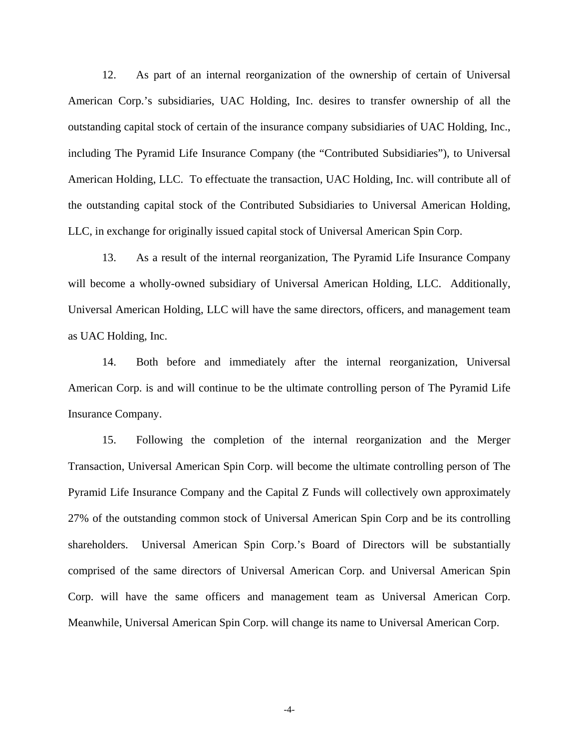12. As part of an internal reorganization of the ownership of certain of Universal American Corp.'s subsidiaries, UAC Holding, Inc. desires to transfer ownership of all the outstanding capital stock of certain of the insurance company subsidiaries of UAC Holding, Inc., including The Pyramid Life Insurance Company (the "Contributed Subsidiaries"), to Universal American Holding, LLC. To effectuate the transaction, UAC Holding, Inc. will contribute all of the outstanding capital stock of the Contributed Subsidiaries to Universal American Holding, LLC, in exchange for originally issued capital stock of Universal American Spin Corp.

13. As a result of the internal reorganization, The Pyramid Life Insurance Company will become a wholly-owned subsidiary of Universal American Holding, LLC. Additionally, Universal American Holding, LLC will have the same directors, officers, and management team as UAC Holding, Inc.

14. Both before and immediately after the internal reorganization, Universal American Corp. is and will continue to be the ultimate controlling person of The Pyramid Life Insurance Company.

15. Following the completion of the internal reorganization and the Merger Transaction, Universal American Spin Corp. will become the ultimate controlling person of The Pyramid Life Insurance Company and the Capital Z Funds will collectively own approximately 27% of the outstanding common stock of Universal American Spin Corp and be its controlling shareholders. Universal American Spin Corp.'s Board of Directors will be substantially comprised of the same directors of Universal American Corp. and Universal American Spin Corp. will have the same officers and management team as Universal American Corp. Meanwhile, Universal American Spin Corp. will change its name to Universal American Corp.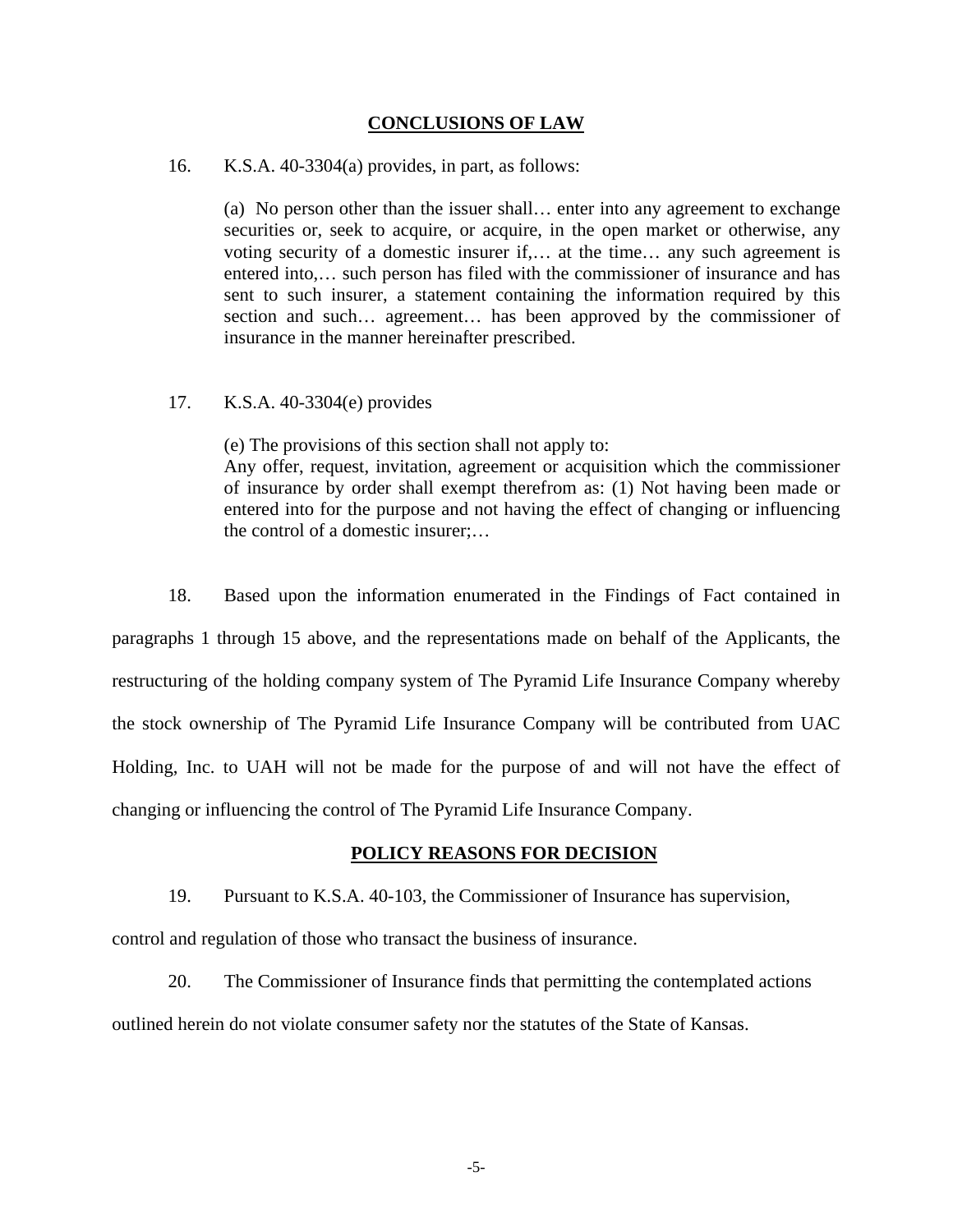## CONCLUSIONS OF LAW

16. K.S.A. 40-3304(a) provides, in part, as follows:

> (a) No person other than the issuer shall… enter into any agreement to exchange securities or, seek to acquire, or acquire, in the open market or otherwise, any voting security of a domestic insurer if,… at the time… any such agreement is entered into,… such person has filed with the commissioner of insurance and has sent to such insurer, a statement containing the information required by this section and such… agreement… has been approved by the commissioner of insurance in the manner hereinafter prescribed.

17. K.S.A. 40-3304(e) provides

> (e) The provisions of this section shall not apply to:
> Any offer, request, invitation, agreement or acquisition which the commissioner of insurance by order shall exempt therefrom as: (1) Not having been made or entered into for the purpose and not having the effect of changing or influencing the control of a domestic insurer;…

18. Based upon the information enumerated in the Findings of Fact contained in paragraphs 1 through 15 above, and the representations made on behalf of the Applicants, the restructuring of the holding company system of The Pyramid Life Insurance Company whereby the stock ownership of The Pyramid Life Insurance Company will be contributed from UAC Holding, Inc. to UAH will not be made for the purpose of and will not have the effect of changing or influencing the control of The Pyramid Life Insurance Company.

## POLICY REASONS FOR DECISION

19. Pursuant to K.S.A. 40-103, the Commissioner of Insurance has supervision, control and regulation of those who transact the business of insurance.

20. The Commissioner of Insurance finds that permitting the contemplated actions outlined herein do not violate consumer safety nor the statutes of the State of Kansas.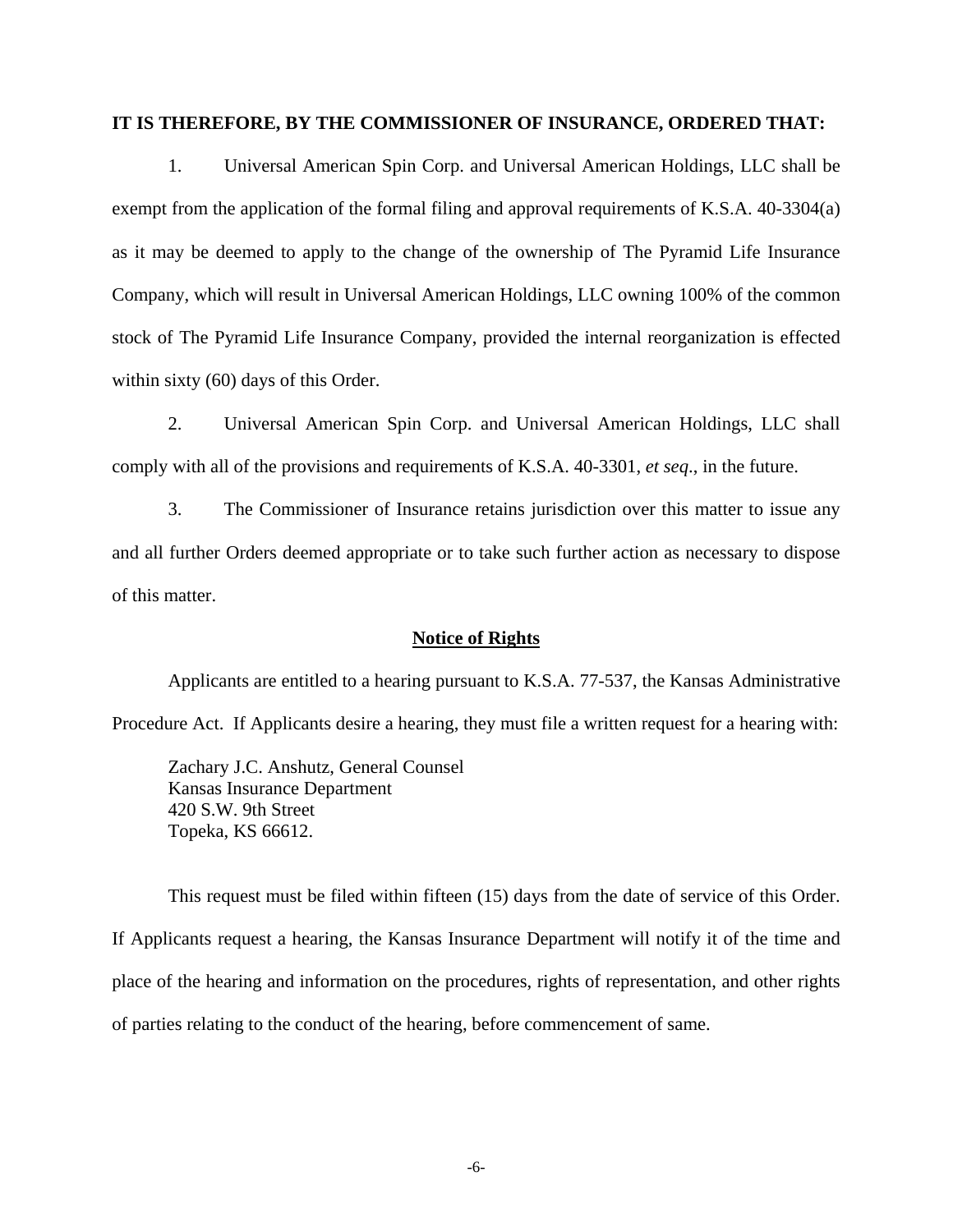**IT IS THEREFORE, BY THE COMMISSIONER OF INSURANCE, ORDERED THAT:**

1. Universal American Spin Corp. and Universal American Holdings, LLC shall be exempt from the application of the formal filing and approval requirements of K.S.A. 40-3304(a) as it may be deemed to apply to the change of the ownership of The Pyramid Life Insurance Company, which will result in Universal American Holdings, LLC owning 100% of the common stock of The Pyramid Life Insurance Company, provided the internal reorganization is effected within sixty (60) days of this Order.

2. Universal American Spin Corp. and Universal American Holdings, LLC shall comply with all of the provisions and requirements of K.S.A. 40-3301, *et seq*., in the future.

3. The Commissioner of Insurance retains jurisdiction over this matter to issue any and all further Orders deemed appropriate or to take such further action as necessary to dispose of this matter.

**Notice of Rights**

Applicants are entitled to a hearing pursuant to K.S.A. 77-537, the Kansas Administrative Procedure Act. If Applicants desire a hearing, they must file a written request for a hearing with:

Zachary J.C. Anshutz, General Counsel
Kansas Insurance Department
420 S.W. 9th Street
Topeka, KS 66612.

This request must be filed within fifteen (15) days from the date of service of this Order. If Applicants request a hearing, the Kansas Insurance Department will notify it of the time and place of the hearing and information on the procedures, rights of representation, and other rights of parties relating to the conduct of the hearing, before commencement of same.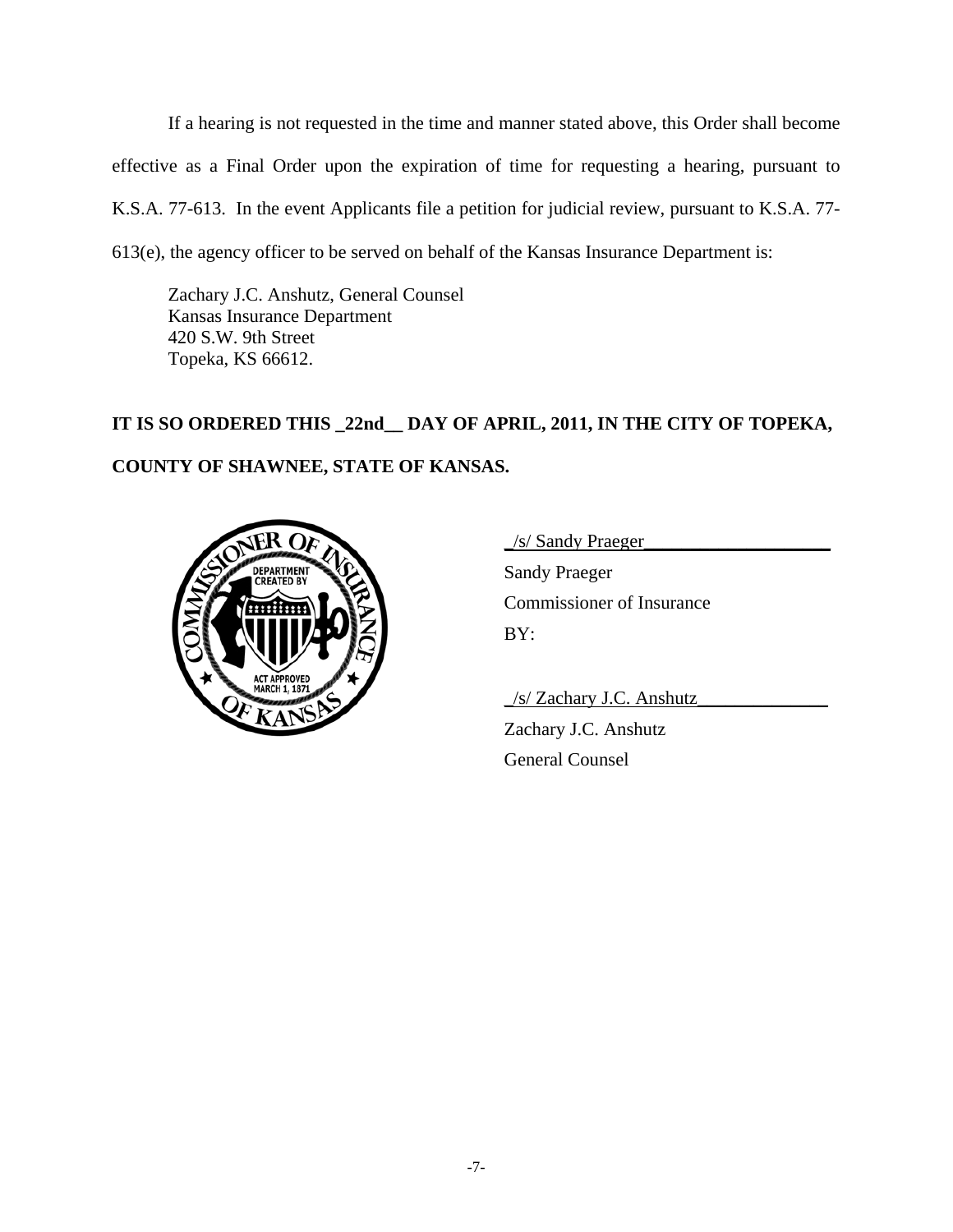If a hearing is not requested in the time and manner stated above, this Order shall become effective as a Final Order upon the expiration of time for requesting a hearing, pursuant to K.S.A. 77-613. In the event Applicants file a petition for judicial review, pursuant to K.S.A. 77-613(e), the agency officer to be served on behalf of the Kansas Insurance Department is:

Zachary J.C. Anshutz, General Counsel  
Kansas Insurance Department  
420 S.W. 9th Street  
Topeka, KS 66612.

**IT IS SO ORDERED THIS _22nd__ DAY OF APRIL, 2011, IN THE CITY OF TOPEKA, COUNTY OF SHAWNEE, STATE OF KANSAS.**

_/s/ Sandy Praeger____________________  
Sandy Praeger  
Commissioner of Insurance  
BY:

_/s/ Zachary J.C. Anshutz______________  
Zachary J.C. Anshutz  
General Counsel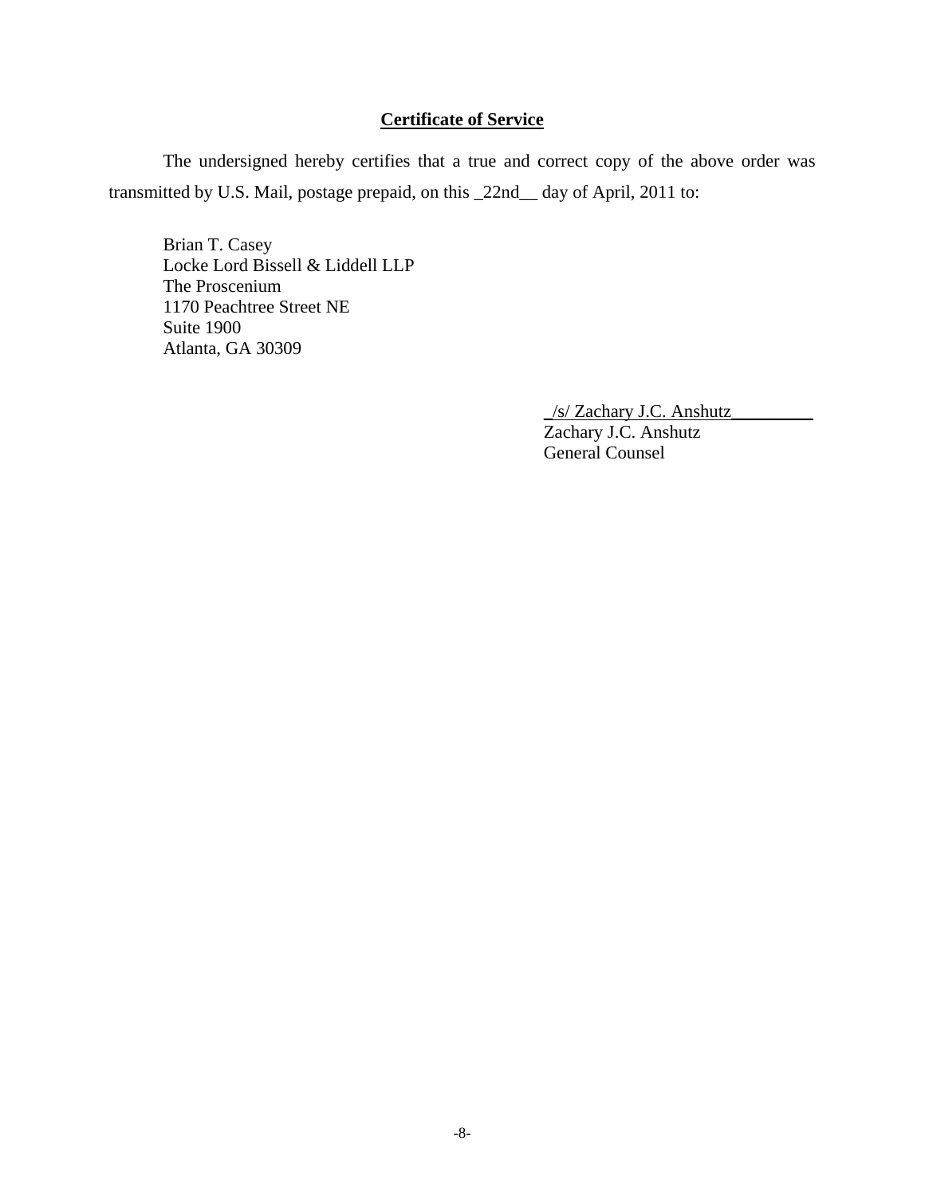**Certificate of Service**

The undersigned hereby certifies that a true and correct copy of the above order was transmitted by U.S. Mail, postage prepaid, on this _22nd__ day of April, 2011 to:

Brian T. Casey
Locke Lord Bissell & Liddell LLP
The Proscenium
1170 Peachtree Street NE
Suite 1900
Atlanta, GA 30309

_/s/ Zachary J.C. Anshutz_________
Zachary J.C. Anshutz
General Counsel